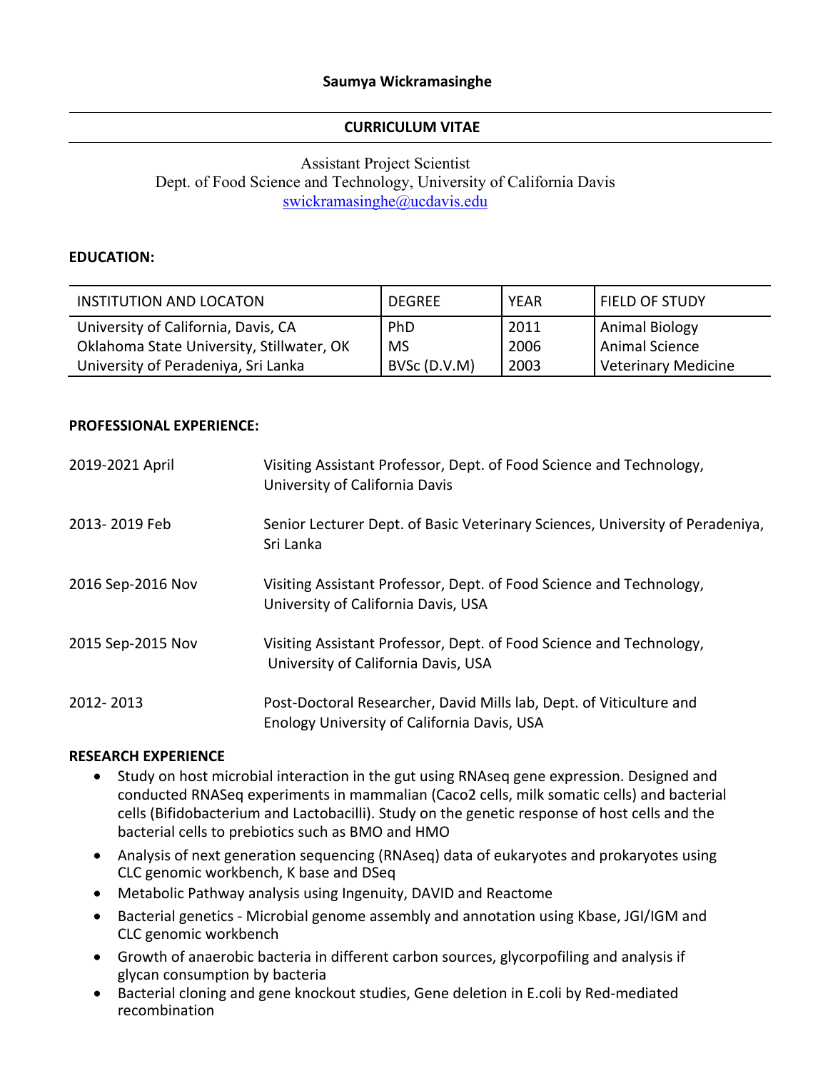# Saumya Wickramasinghe

## CURRICULUM VITAE

Assistant Project Scientist
Dept. of Food Science and Technology, University of California Davis
swickramasinghe@ucdavis.edu

**EDUCATION:**

| INSTITUTION AND LOCATON | DEGREE | YEAR | FIELD OF STUDY |
|---|---|---|---|
| University of California, Davis, CA | PhD | 2011 | Animal Biology |
| Oklahoma State University, Stillwater, OK | MS | 2006 | Animal Science |
| University of Peradeniya, Sri Lanka | BVSc (D.V.M) | 2003 | Veterinary Medicine |

**PROFESSIONAL EXPERIENCE:**

2019-2021 April — Visiting Assistant Professor, Dept. of Food Science and Technology, University of California Davis

2013- 2019 Feb — Senior Lecturer Dept. of Basic Veterinary Sciences, University of Peradeniya, Sri Lanka

2016 Sep-2016 Nov — Visiting Assistant Professor, Dept. of Food Science and Technology, University of California Davis, USA

2015 Sep-2015 Nov — Visiting Assistant Professor, Dept. of Food Science and Technology, University of California Davis, USA

2012- 2013 — Post-Doctoral Researcher, David Mills lab, Dept. of Viticulture and Enology University of California Davis, USA

**RESEARCH EXPERIENCE**

- Study on host microbial interaction in the gut using RNAseq gene expression. Designed and conducted RNASeq experiments in mammalian (Caco2 cells, milk somatic cells) and bacterial cells (Bifidobacterium and Lactobacilli). Study on the genetic response of host cells and the bacterial cells to prebiotics such as BMO and HMO
- Analysis of next generation sequencing (RNAseq) data of eukaryotes and prokaryotes using CLC genomic workbench, K base and DSeq
- Metabolic Pathway analysis using Ingenuity, DAVID and Reactome
- Bacterial genetics - Microbial genome assembly and annotation using Kbase, JGI/IGM and CLC genomic workbench
- Growth of anaerobic bacteria in different carbon sources, glycorpofiling and analysis if glycan consumption by bacteria
- Bacterial cloning and gene knockout studies, Gene deletion in E.coli by Red-mediated recombination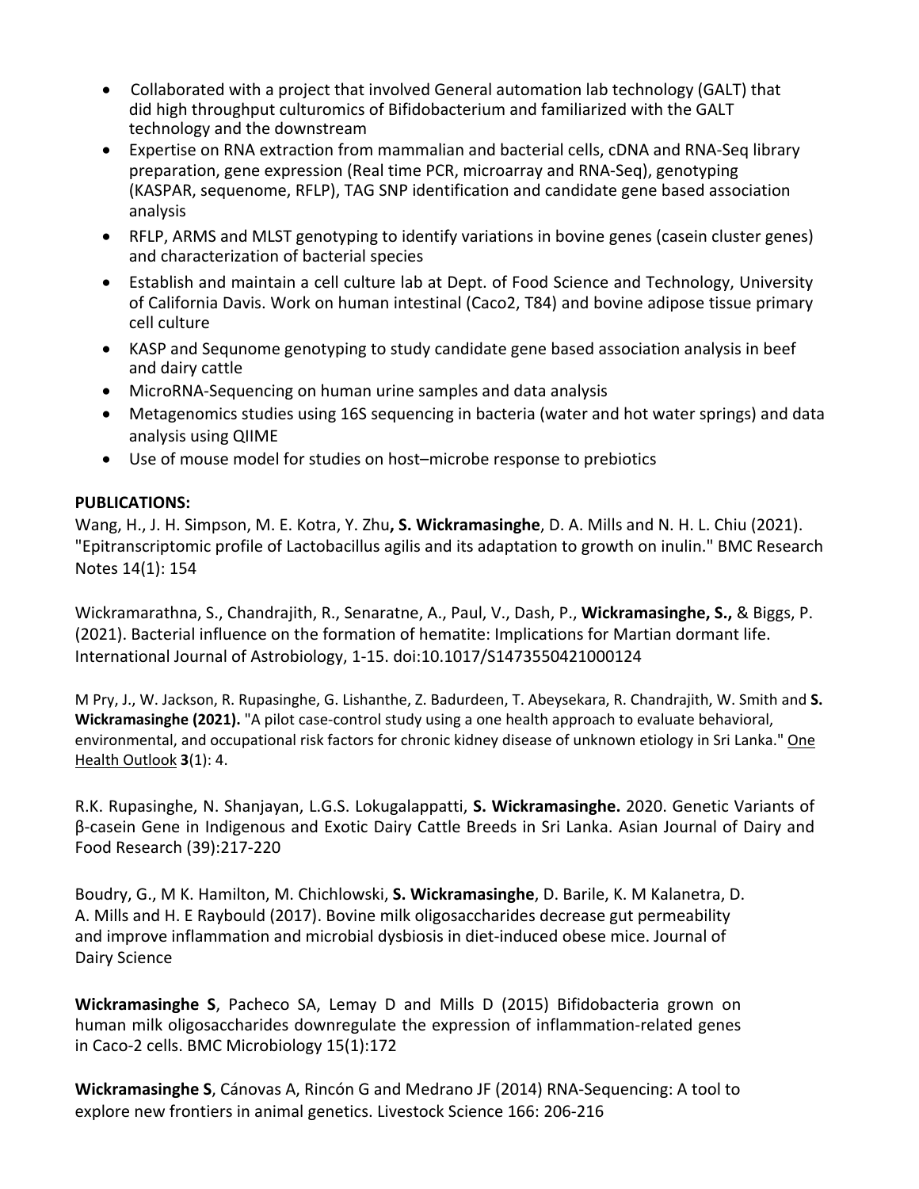- Collaborated with a project that involved General automation lab technology (GALT) that did high throughput culturomics of Bifidobacterium and familiarized with the GALT technology and the downstream
- Expertise on RNA extraction from mammalian and bacterial cells, cDNA and RNA-Seq library preparation, gene expression (Real time PCR, microarray and RNA-Seq), genotyping (KASPAR, sequenome, RFLP), TAG SNP identification and candidate gene based association analysis
- RFLP, ARMS and MLST genotyping to identify variations in bovine genes (casein cluster genes) and characterization of bacterial species
- Establish and maintain a cell culture lab at Dept. of Food Science and Technology, University of California Davis. Work on human intestinal (Caco2, T84) and bovine adipose tissue primary cell culture
- KASP and Sequnome genotyping to study candidate gene based association analysis in beef and dairy cattle
- MicroRNA-Sequencing on human urine samples and data analysis
- Metagenomics studies using 16S sequencing in bacteria (water and hot water springs) and data analysis using QIIME
- Use of mouse model for studies on host–microbe response to prebiotics

**PUBLICATIONS:**

Wang, H., J. H. Simpson, M. E. Kotra, Y. Zhu**, S. Wickramasinghe**, D. A. Mills and N. H. L. Chiu (2021). "Epitranscriptomic profile of Lactobacillus agilis and its adaptation to growth on inulin." BMC Research Notes 14(1): 154

Wickramarathna, S., Chandrajith, R., Senaratne, A., Paul, V., Dash, P., **Wickramasinghe, S.,** & Biggs, P. (2021). Bacterial influence on the formation of hematite: Implications for Martian dormant life. International Journal of Astrobiology, 1-15. doi:10.1017/S1473550421000124

M Pry, J., W. Jackson, R. Rupasinghe, G. Lishanthe, Z. Badurdeen, T. Abeysekara, R. Chandrajith, W. Smith and **S. Wickramasinghe (2021).** "A pilot case-control study using a one health approach to evaluate behavioral, environmental, and occupational risk factors for chronic kidney disease of unknown etiology in Sri Lanka." One Health Outlook **3**(1): 4.

R.K. Rupasinghe, N. Shanjayan, L.G.S. Lokugalappatti, **S. Wickramasinghe.** 2020. Genetic Variants of β-casein Gene in Indigenous and Exotic Dairy Cattle Breeds in Sri Lanka. Asian Journal of Dairy and Food Research (39):217-220

Boudry, G., M K. Hamilton, M. Chichlowski, **S. Wickramasinghe**, D. Barile, K. M Kalanetra, D. A. Mills and H. E Raybould (2017). Bovine milk oligosaccharides decrease gut permeability and improve inflammation and microbial dysbiosis in diet-induced obese mice. Journal of Dairy Science

**Wickramasinghe S**, Pacheco SA, Lemay D and Mills D (2015) Bifidobacteria grown on human milk oligosaccharides downregulate the expression of inflammation-related genes in Caco-2 cells. BMC Microbiology 15(1):172

**Wickramasinghe S**, Cánovas A, Rincón G and Medrano JF (2014) RNA-Sequencing: A tool to explore new frontiers in animal genetics. Livestock Science 166: 206-216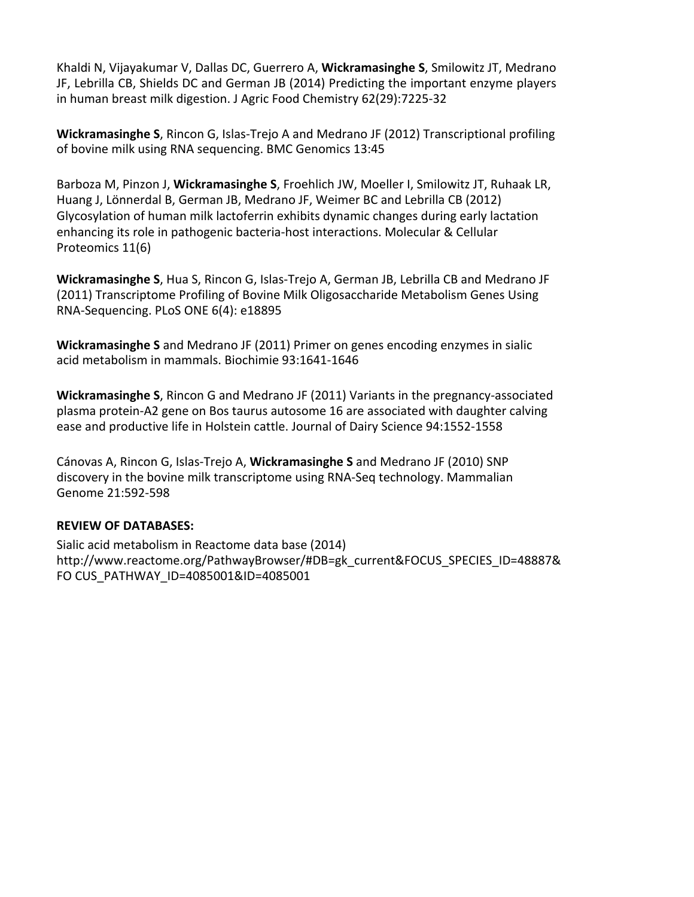Khaldi N, Vijayakumar V, Dallas DC, Guerrero A, **Wickramasinghe S**, Smilowitz JT, Medrano JF, Lebrilla CB, Shields DC and German JB (2014) Predicting the important enzyme players in human breast milk digestion. J Agric Food Chemistry 62(29):7225-32

**Wickramasinghe S**, Rincon G, Islas-Trejo A and Medrano JF (2012) Transcriptional profiling of bovine milk using RNA sequencing. BMC Genomics 13:45

Barboza M, Pinzon J, **Wickramasinghe S**, Froehlich JW, Moeller I, Smilowitz JT, Ruhaak LR, Huang J, Lönnerdal B, German JB, Medrano JF, Weimer BC and Lebrilla CB (2012) Glycosylation of human milk lactoferrin exhibits dynamic changes during early lactation enhancing its role in pathogenic bacteria-host interactions. Molecular & Cellular Proteomics 11(6)

**Wickramasinghe S**, Hua S, Rincon G, Islas-Trejo A, German JB, Lebrilla CB and Medrano JF (2011) Transcriptome Profiling of Bovine Milk Oligosaccharide Metabolism Genes Using RNA-Sequencing. PLoS ONE 6(4): e18895

**Wickramasinghe S** and Medrano JF (2011) Primer on genes encoding enzymes in sialic acid metabolism in mammals. Biochimie 93:1641-1646

**Wickramasinghe S**, Rincon G and Medrano JF (2011) Variants in the pregnancy-associated plasma protein-A2 gene on Bos taurus autosome 16 are associated with daughter calving ease and productive life in Holstein cattle. Journal of Dairy Science 94:1552-1558

Cánovas A, Rincon G, Islas-Trejo A, **Wickramasinghe S** and Medrano JF (2010) SNP discovery in the bovine milk transcriptome using RNA-Seq technology. Mammalian Genome 21:592-598

**REVIEW OF DATABASES:**

Sialic acid metabolism in Reactome data base (2014)
http://www.reactome.org/PathwayBrowser/#DB=gk_current&FOCUS_SPECIES_ID=48887&FO CUS_PATHWAY_ID=4085001&ID=4085001